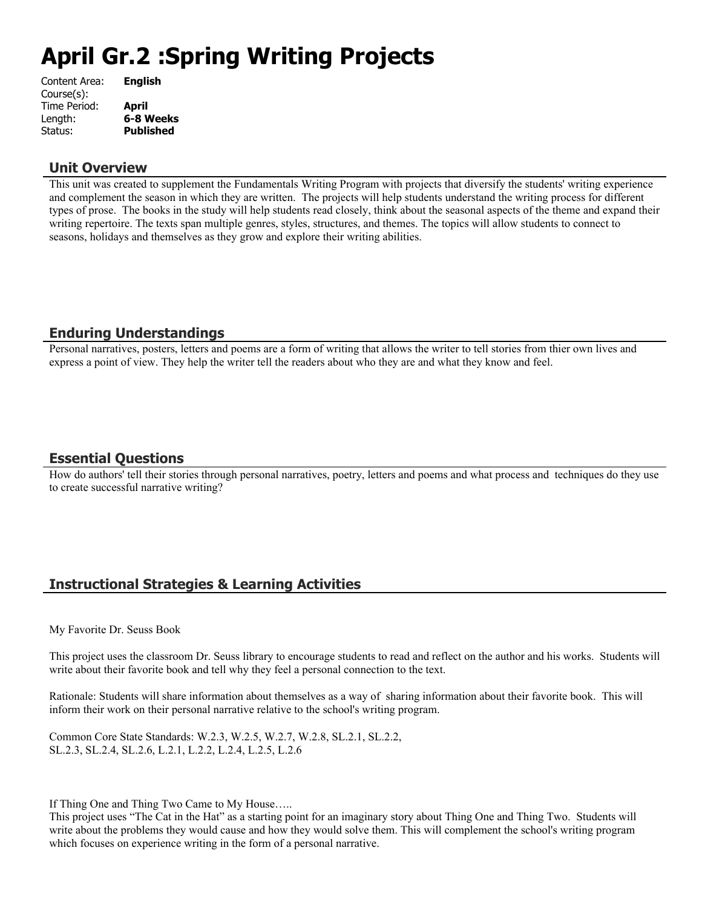# April Gr.2 :Spring Writing Projects

Content Area: **English**
Course(s):
Time Period: **April**
Length: **6-8 Weeks**
Status: **Published**

## Unit Overview

This unit was created to supplement the Fundamentals Writing Program with projects that diversify the students' writing experience and complement the season in which they are written. The projects will help students understand the writing process for different types of prose. The books in the study will help students read closely, think about the seasonal aspects of the theme and expand their writing repertoire. The texts span multiple genres, styles, structures, and themes. The topics will allow students to connect to seasons, holidays and themselves as they grow and explore their writing abilities.

## Enduring Understandings

Personal narratives, posters, letters and poems are a form of writing that allows the writer to tell stories from thier own lives and express a point of view. They help the writer tell the readers about who they are and what they know and feel.

## Essential Questions

How do authors' tell their stories through personal narratives, poetry, letters and poems and what process and techniques do they use to create successful narrative writing?

## Instructional Strategies & Learning Activities

My Favorite Dr. Seuss Book

This project uses the classroom Dr. Seuss library to encourage students to read and reflect on the author and his works. Students will write about their favorite book and tell why they feel a personal connection to the text.

Rationale: Students will share information about themselves as a way of sharing information about their favorite book. This will inform their work on their personal narrative relative to the school's writing program.

Common Core State Standards: W.2.3, W.2.5, W.2.7, W.2.8, SL.2.1, SL.2.2, SL.2.3, SL.2.4, SL.2.6, L.2.1, L.2.2, L.2.4, L.2.5, L.2.6

If Thing One and Thing Two Came to My House…..
This project uses "The Cat in the Hat" as a starting point for an imaginary story about Thing One and Thing Two. Students will write about the problems they would cause and how they would solve them. This will complement the school's writing program which focuses on experience writing in the form of a personal narrative.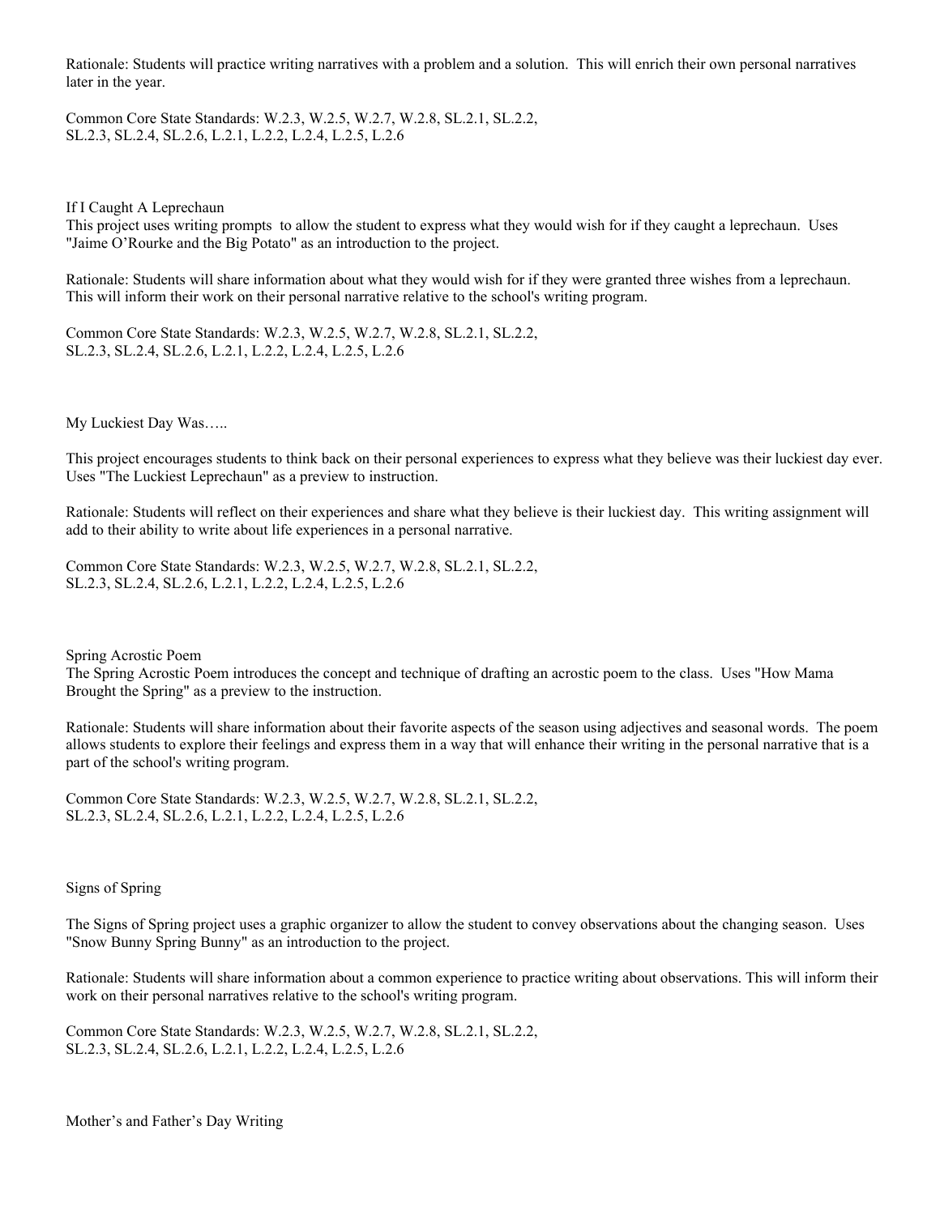Rationale: Students will practice writing narratives with a problem and a solution. This will enrich their own personal narratives later in the year.

Common Core State Standards: W.2.3, W.2.5, W.2.7, W.2.8, SL.2.1, SL.2.2, SL.2.3, SL.2.4, SL.2.6, L.2.1, L.2.2, L.2.4, L.2.5, L.2.6

## If I Caught A Leprechaun

This project uses writing prompts to allow the student to express what they would wish for if they caught a leprechaun. Uses "Jaime O'Rourke and the Big Potato" as an introduction to the project.

Rationale: Students will share information about what they would wish for if they were granted three wishes from a leprechaun. This will inform their work on their personal narrative relative to the school's writing program.

Common Core State Standards: W.2.3, W.2.5, W.2.7, W.2.8, SL.2.1, SL.2.2, SL.2.3, SL.2.4, SL.2.6, L.2.1, L.2.2, L.2.4, L.2.5, L.2.6

## My Luckiest Day Was…..

This project encourages students to think back on their personal experiences to express what they believe was their luckiest day ever. Uses "The Luckiest Leprechaun" as a preview to instruction.

Rationale: Students will reflect on their experiences and share what they believe is their luckiest day. This writing assignment will add to their ability to write about life experiences in a personal narrative.

Common Core State Standards: W.2.3, W.2.5, W.2.7, W.2.8, SL.2.1, SL.2.2, SL.2.3, SL.2.4, SL.2.6, L.2.1, L.2.2, L.2.4, L.2.5, L.2.6

## Spring Acrostic Poem

The Spring Acrostic Poem introduces the concept and technique of drafting an acrostic poem to the class. Uses "How Mama Brought the Spring" as a preview to the instruction.

Rationale: Students will share information about their favorite aspects of the season using adjectives and seasonal words. The poem allows students to explore their feelings and express them in a way that will enhance their writing in the personal narrative that is a part of the school's writing program.

Common Core State Standards: W.2.3, W.2.5, W.2.7, W.2.8, SL.2.1, SL.2.2, SL.2.3, SL.2.4, SL.2.6, L.2.1, L.2.2, L.2.4, L.2.5, L.2.6

## Signs of Spring

The Signs of Spring project uses a graphic organizer to allow the student to convey observations about the changing season. Uses "Snow Bunny Spring Bunny" as an introduction to the project.

Rationale: Students will share information about a common experience to practice writing about observations. This will inform their work on their personal narratives relative to the school's writing program.

Common Core State Standards: W.2.3, W.2.5, W.2.7, W.2.8, SL.2.1, SL.2.2, SL.2.3, SL.2.4, SL.2.6, L.2.1, L.2.2, L.2.4, L.2.5, L.2.6

## Mother's and Father's Day Writing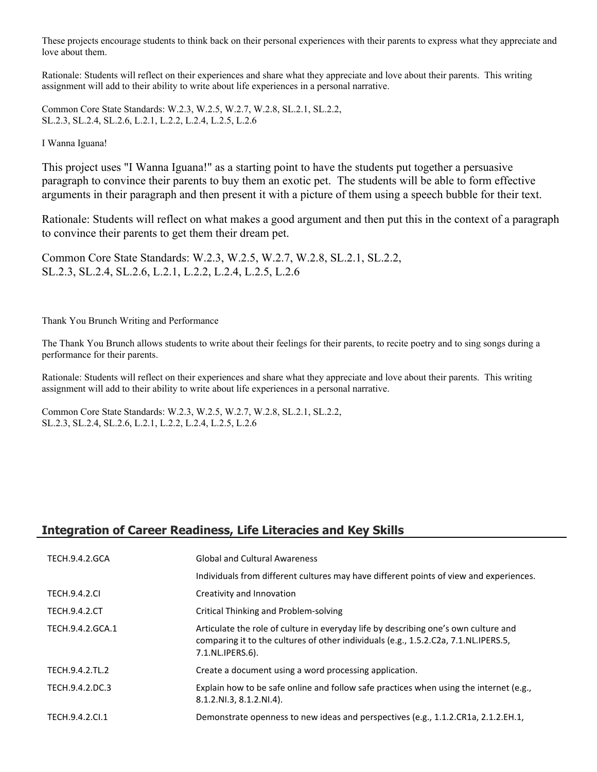These projects encourage students to think back on their personal experiences with their parents to express what they appreciate and love about them.

Rationale: Students will reflect on their experiences and share what they appreciate and love about their parents. This writing assignment will add to their ability to write about life experiences in a personal narrative.

Common Core State Standards: W.2.3, W.2.5, W.2.7, W.2.8, SL.2.1, SL.2.2, SL.2.3, SL.2.4, SL.2.6, L.2.1, L.2.2, L.2.4, L.2.5, L.2.6

I Wanna Iguana!

This project uses "I Wanna Iguana!" as a starting point to have the students put together a persuasive paragraph to convince their parents to buy them an exotic pet. The students will be able to form effective arguments in their paragraph and then present it with a picture of them using a speech bubble for their text.

Rationale: Students will reflect on what makes a good argument and then put this in the context of a paragraph to convince their parents to get them their dream pet.

Common Core State Standards: W.2.3, W.2.5, W.2.7, W.2.8, SL.2.1, SL.2.2, SL.2.3, SL.2.4, SL.2.6, L.2.1, L.2.2, L.2.4, L.2.5, L.2.6

Thank You Brunch Writing and Performance

The Thank You Brunch allows students to write about their feelings for their parents, to recite poetry and to sing songs during a performance for their parents.

Rationale: Students will reflect on their experiences and share what they appreciate and love about their parents. This writing assignment will add to their ability to write about life experiences in a personal narrative.

Common Core State Standards: W.2.3, W.2.5, W.2.7, W.2.8, SL.2.1, SL.2.2, SL.2.3, SL.2.4, SL.2.6, L.2.1, L.2.2, L.2.4, L.2.5, L.2.6

## Integration of Career Readiness, Life Literacies and Key Skills

| | |
|---|---|
| TECH.9.4.2.GCA | Global and Cultural Awareness |
| | Individuals from different cultures may have different points of view and experiences. |
| TECH.9.4.2.CI | Creativity and Innovation |
| TECH.9.4.2.CT | Critical Thinking and Problem-solving |
| TECH.9.4.2.GCA.1 | Articulate the role of culture in everyday life by describing one's own culture and comparing it to the cultures of other individuals (e.g., 1.5.2.C2a, 7.1.NL.IPERS.5, 7.1.NL.IPERS.6). |
| TECH.9.4.2.TL.2 | Create a document using a word processing application. |
| TECH.9.4.2.DC.3 | Explain how to be safe online and follow safe practices when using the internet (e.g., 8.1.2.NI.3, 8.1.2.NI.4). |
| TECH.9.4.2.CI.1 | Demonstrate openness to new ideas and perspectives (e.g., 1.1.2.CR1a, 2.1.2.EH.1, |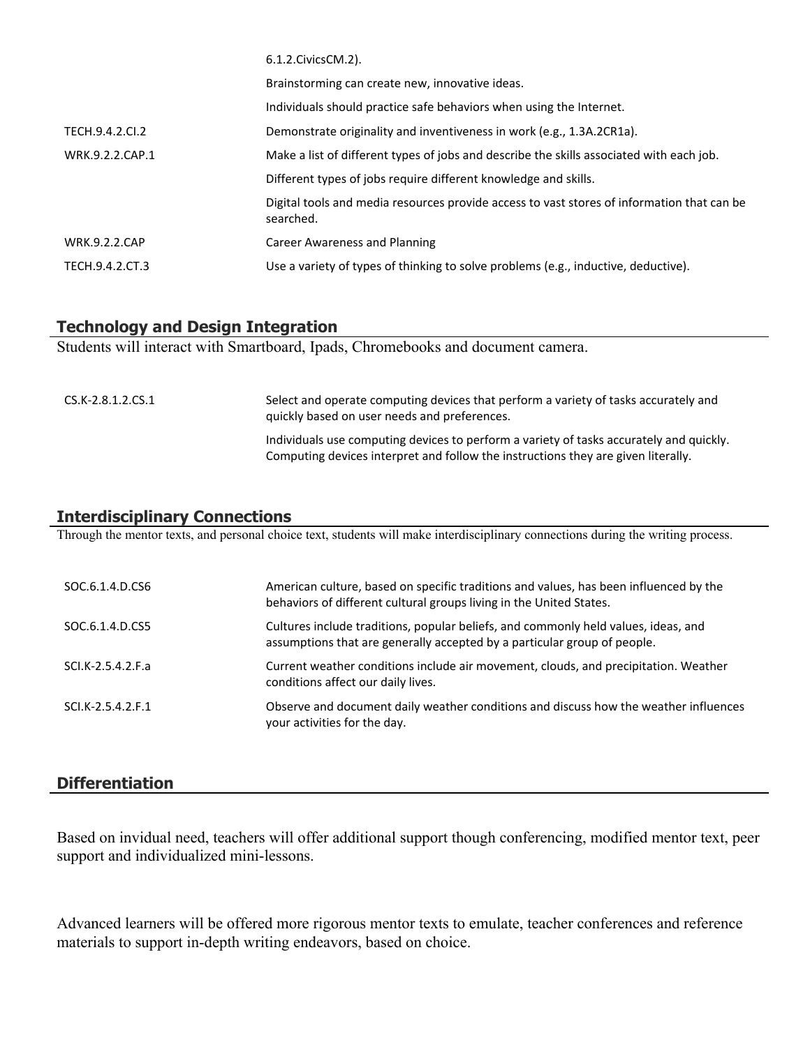| | |
|---|---|
| | 6.1.2.CivicsCM.2). |
| | Brainstorming can create new, innovative ideas. |
| | Individuals should practice safe behaviors when using the Internet. |
| TECH.9.4.2.CI.2 | Demonstrate originality and inventiveness in work (e.g., 1.3A.2CR1a). |
| WRK.9.2.2.CAP.1 | Make a list of different types of jobs and describe the skills associated with each job. |
| | Different types of jobs require different knowledge and skills. |
| | Digital tools and media resources provide access to vast stores of information that can be searched. |
| WRK.9.2.2.CAP | Career Awareness and Planning |
| TECH.9.4.2.CT.3 | Use a variety of types of thinking to solve problems (e.g., inductive, deductive). |

## Technology and Design Integration

Students will interact with Smartboard, Ipads, Chromebooks and document camera.

| | |
|---|---|
| CS.K-2.8.1.2.CS.1 | Select and operate computing devices that perform a variety of tasks accurately and quickly based on user needs and preferences. |
| | Individuals use computing devices to perform a variety of tasks accurately and quickly. Computing devices interpret and follow the instructions they are given literally. |

## Interdisciplinary Connections

Through the mentor texts, and personal choice text, students will make interdisciplinary connections during the writing process.

| | |
|---|---|
| SOC.6.1.4.D.CS6 | American culture, based on specific traditions and values, has been influenced by the behaviors of different cultural groups living in the United States. |
| SOC.6.1.4.D.CS5 | Cultures include traditions, popular beliefs, and commonly held values, ideas, and assumptions that are generally accepted by a particular group of people. |
| SCI.K-2.5.4.2.F.a | Current weather conditions include air movement, clouds, and precipitation. Weather conditions affect our daily lives. |
| SCI.K-2.5.4.2.F.1 | Observe and document daily weather conditions and discuss how the weather influences your activities for the day. |

## Differentiation

Based on invidual need, teachers will offer additional support though conferencing, modified mentor text, peer support and individualized mini-lessons.

Advanced learners will be offered more rigorous mentor texts to emulate, teacher conferences and reference materials to support in-depth writing endeavors, based on choice.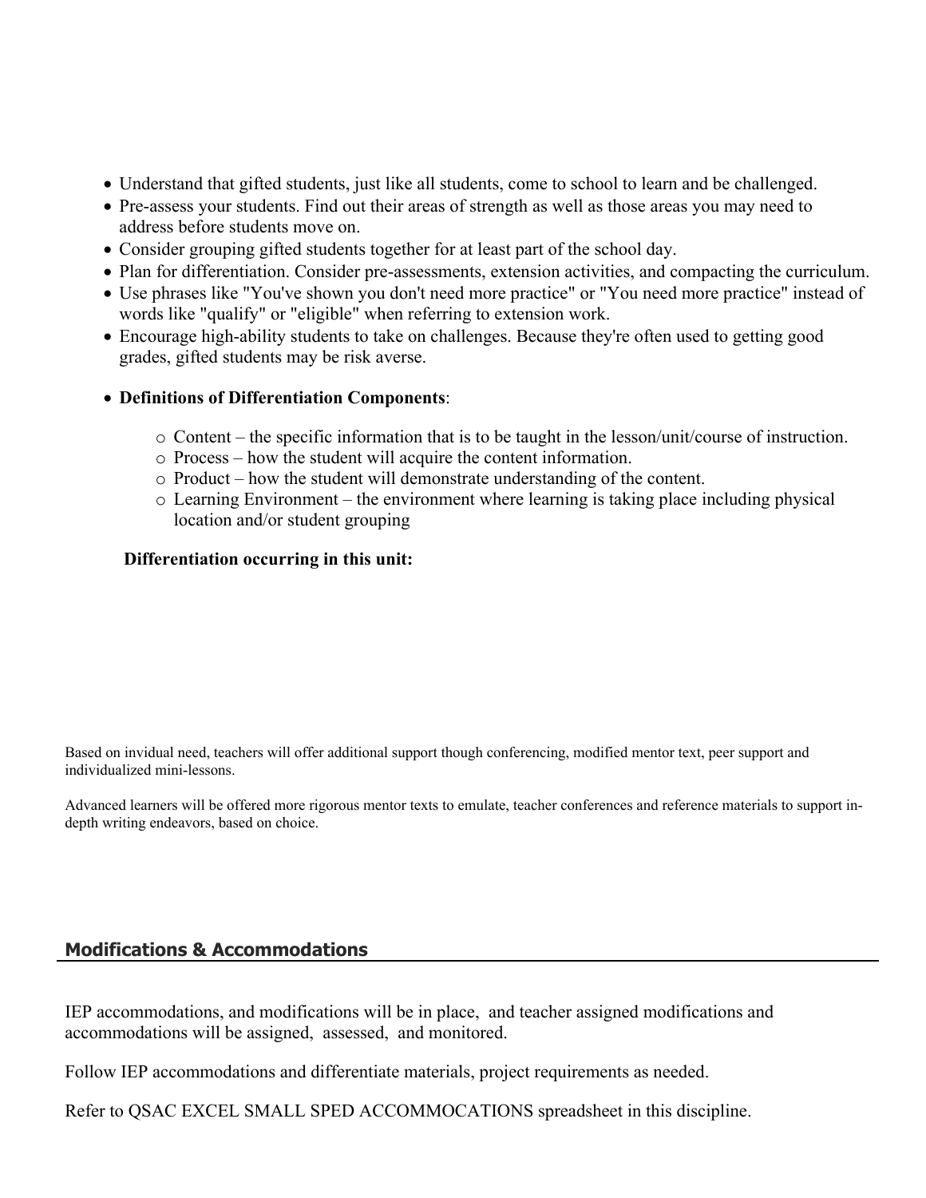- Understand that gifted students, just like all students, come to school to learn and be challenged.
- Pre-assess your students. Find out their areas of strength as well as those areas you may need to address before students move on.
- Consider grouping gifted students together for at least part of the school day.
- Plan for differentiation. Consider pre-assessments, extension activities, and compacting the curriculum.
- Use phrases like "You've shown you don't need more practice" or "You need more practice" instead of words like "qualify" or "eligible" when referring to extension work.
- Encourage high-ability students to take on challenges. Because they're often used to getting good grades, gifted students may be risk averse.
- **Definitions of Differentiation Components**:
  - Content – the specific information that is to be taught in the lesson/unit/course of instruction.
  - Process – how the student will acquire the content information.
  - Product – how the student will demonstrate understanding of the content.
  - Learning Environment – the environment where learning is taking place including physical location and/or student grouping

**Differentiation occurring in this unit:**

Based on invidual need, teachers will offer additional support though conferencing, modified mentor text, peer support and individualized mini-lessons.

Advanced learners will be offered more rigorous mentor texts to emulate, teacher conferences and reference materials to support in-depth writing endeavors, based on choice.

## Modifications & Accommodations

IEP accommodations, and modifications will be in place, and teacher assigned modifications and accommodations will be assigned, assessed, and monitored.

Follow IEP accommodations and differentiate materials, project requirements as needed.

Refer to QSAC EXCEL SMALL SPED ACCOMMOCATIONS spreadsheet in this discipline.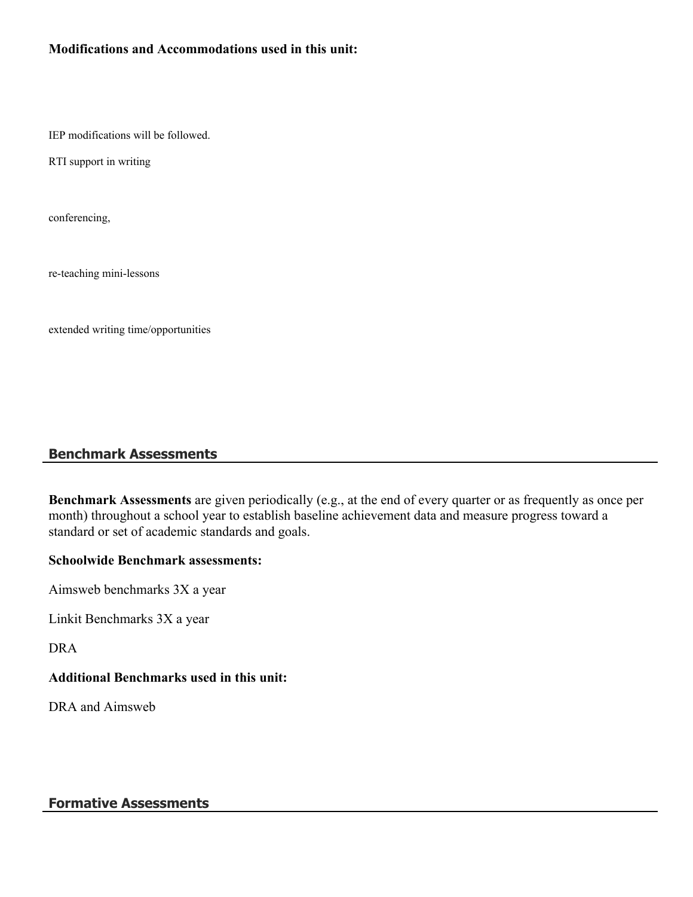**Modifications and Accommodations used in this unit:**

IEP modifications will be followed.

RTI support in writing

conferencing,

re-teaching mini-lessons

extended writing time/opportunities

## Benchmark Assessments

**Benchmark Assessments** are given periodically (e.g., at the end of every quarter or as frequently as once per month) throughout a school year to establish baseline achievement data and measure progress toward a standard or set of academic standards and goals.

**Schoolwide Benchmark assessments:**

Aimsweb benchmarks 3X a year

Linkit Benchmarks 3X a year

DRA

**Additional Benchmarks used in this unit:**

DRA and Aimsweb

## Formative Assessments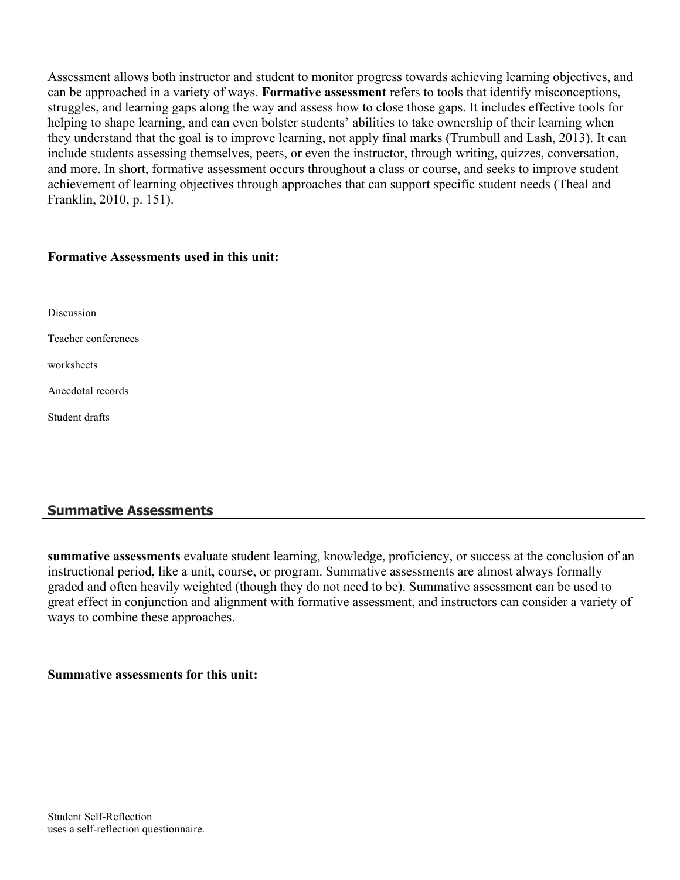Assessment allows both instructor and student to monitor progress towards achieving learning objectives, and can be approached in a variety of ways. **Formative assessment** refers to tools that identify misconceptions, struggles, and learning gaps along the way and assess how to close those gaps. It includes effective tools for helping to shape learning, and can even bolster students' abilities to take ownership of their learning when they understand that the goal is to improve learning, not apply final marks (Trumbull and Lash, 2013). It can include students assessing themselves, peers, or even the instructor, through writing, quizzes, conversation, and more. In short, formative assessment occurs throughout a class or course, and seeks to improve student achievement of learning objectives through approaches that can support specific student needs (Theal and Franklin, 2010, p. 151).

**Formative Assessments used in this unit:**

Discussion

Teacher conferences

worksheets

Anecdotal records

Student drafts

## Summative Assessments

**summative assessments** evaluate student learning, knowledge, proficiency, or success at the conclusion of an instructional period, like a unit, course, or program. Summative assessments are almost always formally graded and often heavily weighted (though they do not need to be). Summative assessment can be used to great effect in conjunction and alignment with formative assessment, and instructors can consider a variety of ways to combine these approaches.

**Summative assessments for this unit:**

Student Self-Reflection
uses a self-reflection questionnaire.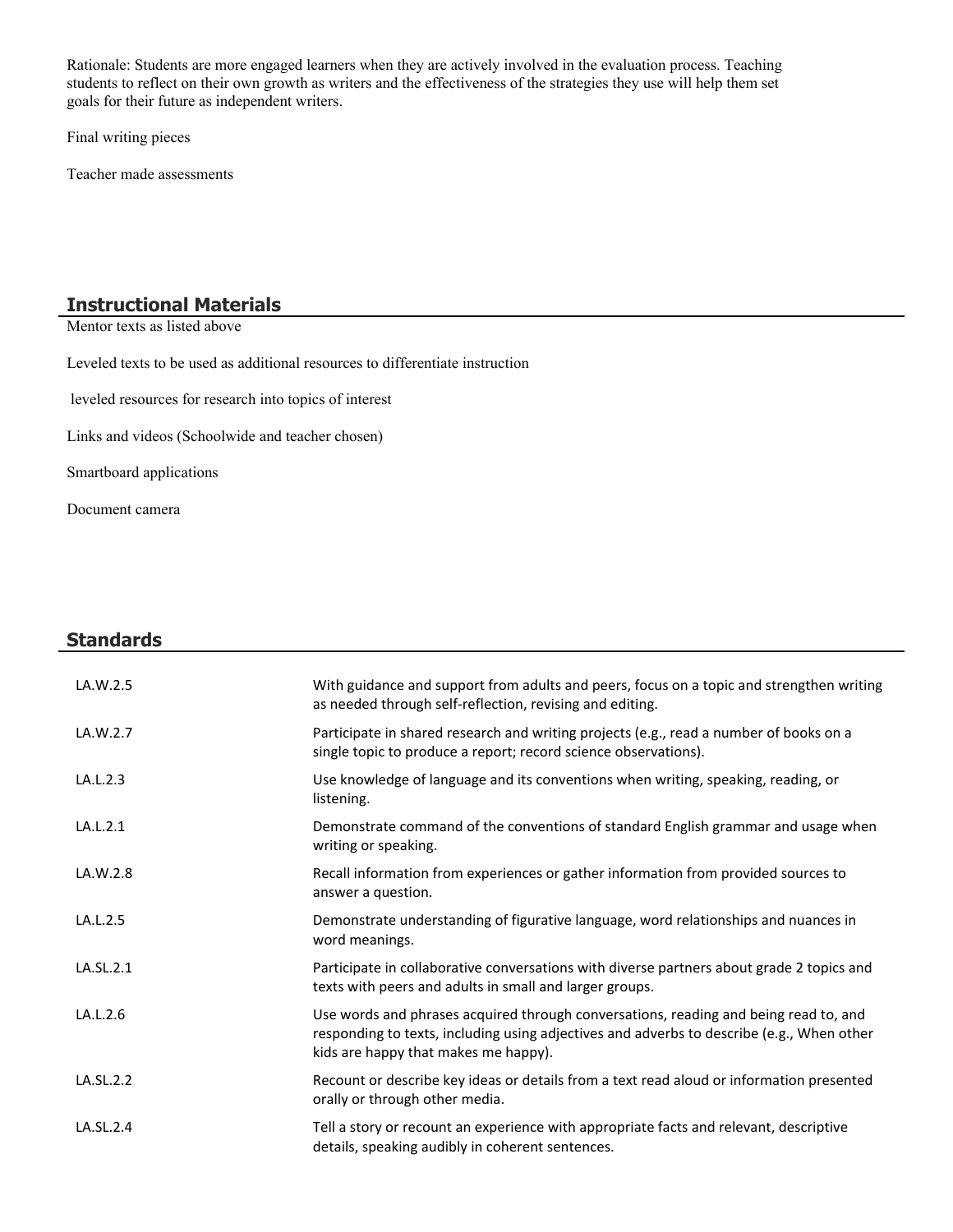Rationale: Students are more engaged learners when they are actively involved in the evaluation process. Teaching students to reflect on their own growth as writers and the effectiveness of the strategies they use will help them set goals for their future as independent writers.

Final writing pieces

Teacher made assessments

## Instructional Materials

Mentor texts as listed above

Leveled texts to be used as additional resources to differentiate instruction

leveled resources for research into topics of interest

Links and videos (Schoolwide and teacher chosen)

Smartboard applications

Document camera

## Standards

| | |
|---|---|
| LA.W.2.5 | With guidance and support from adults and peers, focus on a topic and strengthen writing as needed through self-reflection, revising and editing. |
| LA.W.2.7 | Participate in shared research and writing projects (e.g., read a number of books on a single topic to produce a report; record science observations). |
| LA.L.2.3 | Use knowledge of language and its conventions when writing, speaking, reading, or listening. |
| LA.L.2.1 | Demonstrate command of the conventions of standard English grammar and usage when writing or speaking. |
| LA.W.2.8 | Recall information from experiences or gather information from provided sources to answer a question. |
| LA.L.2.5 | Demonstrate understanding of figurative language, word relationships and nuances in word meanings. |
| LA.SL.2.1 | Participate in collaborative conversations with diverse partners about grade 2 topics and texts with peers and adults in small and larger groups. |
| LA.L.2.6 | Use words and phrases acquired through conversations, reading and being read to, and responding to texts, including using adjectives and adverbs to describe (e.g., When other kids are happy that makes me happy). |
| LA.SL.2.2 | Recount or describe key ideas or details from a text read aloud or information presented orally or through other media. |
| LA.SL.2.4 | Tell a story or recount an experience with appropriate facts and relevant, descriptive details, speaking audibly in coherent sentences. |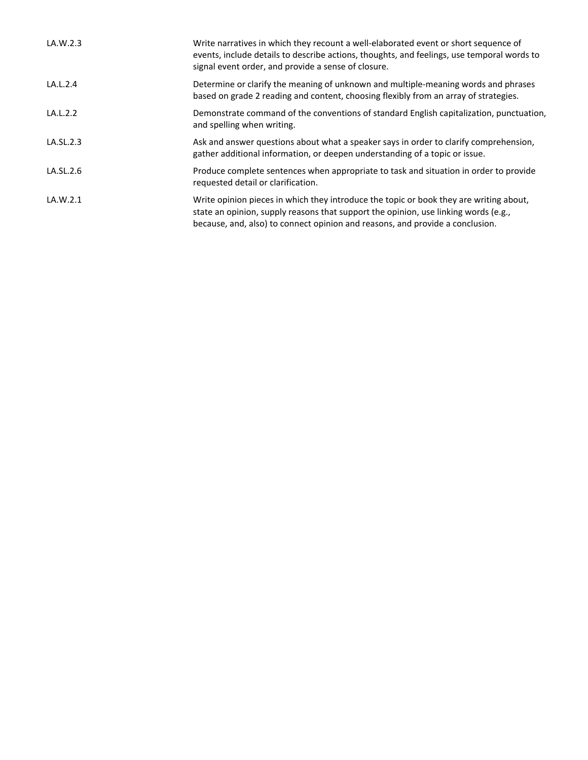| | |
|---|---|
| LA.W.2.3 | Write narratives in which they recount a well-elaborated event or short sequence of events, include details to describe actions, thoughts, and feelings, use temporal words to signal event order, and provide a sense of closure. |
| LA.L.2.4 | Determine or clarify the meaning of unknown and multiple-meaning words and phrases based on grade 2 reading and content, choosing flexibly from an array of strategies. |
| LA.L.2.2 | Demonstrate command of the conventions of standard English capitalization, punctuation, and spelling when writing. |
| LA.SL.2.3 | Ask and answer questions about what a speaker says in order to clarify comprehension, gather additional information, or deepen understanding of a topic or issue. |
| LA.SL.2.6 | Produce complete sentences when appropriate to task and situation in order to provide requested detail or clarification. |
| LA.W.2.1 | Write opinion pieces in which they introduce the topic or book they are writing about, state an opinion, supply reasons that support the opinion, use linking words (e.g., because, and, also) to connect opinion and reasons, and provide a conclusion. |